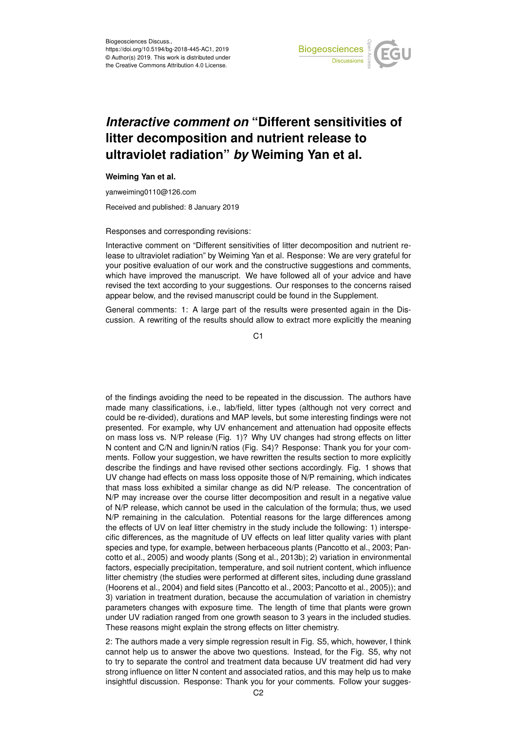# *Interactive comment on* "Different sensitivities of litter decomposition and nutrient release to ultraviolet radiation" *by* Weiming Yan et al.

**Weiming Yan et al.**

yanweiming0110@126.com

Received and published: 8 January 2019

Responses and corresponding revisions:

Interactive comment on "Different sensitivities of litter decomposition and nutrient release to ultraviolet radiation" by Weiming Yan et al. Response: We are very grateful for your positive evaluation of our work and the constructive suggestions and comments, which have improved the manuscript. We have followed all of your advice and have revised the text according to your suggestions. Our responses to the concerns raised appear below, and the revised manuscript could be found in the Supplement.

General comments: 1: A large part of the results were presented again in the Discussion. A rewriting of the results should allow to extract more explicitly the meaning of the findings avoiding the need to be repeated in the discussion. The authors have made many classifications, i.e., lab/field, litter types (although not very correct and could be re-divided), durations and MAP levels, but some interesting findings were not presented. For example, why UV enhancement and attenuation had opposite effects on mass loss vs. N/P release (Fig. 1)? Why UV changes had strong effects on litter N content and C/N and lignin/N ratios (Fig. S4)? Response: Thank you for your comments. Follow your suggestion, we have rewritten the results section to more explicitly describe the findings and have revised other sections accordingly. Fig. 1 shows that UV change had effects on mass loss opposite those of N/P remaining, which indicates that mass loss exhibited a similar change as did N/P release. The concentration of N/P may increase over the course litter decomposition and result in a negative value of N/P release, which cannot be used in the calculation of the formula; thus, we used N/P remaining in the calculation. Potential reasons for the large differences among the effects of UV on leaf litter chemistry in the study include the following: 1) interspecific differences, as the magnitude of UV effects on leaf litter quality varies with plant species and type, for example, between herbaceous plants (Pancotto et al., 2003; Pancotto et al., 2005) and woody plants (Song et al., 2013b); 2) variation in environmental factors, especially precipitation, temperature, and soil nutrient content, which influence litter chemistry (the studies were performed at different sites, including dune grassland (Hoorens et al., 2004) and field sites (Pancotto et al., 2003; Pancotto et al., 2005)); and 3) variation in treatment duration, because the accumulation of variation in chemistry parameters changes with exposure time. The length of time that plants were grown under UV radiation ranged from one growth season to 3 years in the included studies. These reasons might explain the strong effects on litter chemistry.

2: The authors made a very simple regression result in Fig. S5, which, however, I think cannot help us to answer the above two questions. Instead, for the Fig. S5, why not to try to separate the control and treatment data because UV treatment did had very strong influence on litter N content and associated ratios, and this may help us to make insightful discussion. Response: Thank you for your comments. Follow your sugges-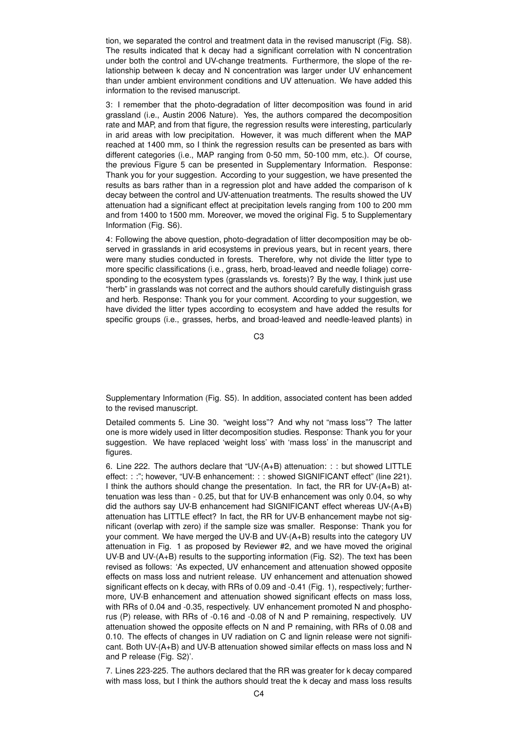tion, we separated the control and treatment data in the revised manuscript (Fig. S8). The results indicated that k decay had a significant correlation with N concentration under both the control and UV-change treatments. Furthermore, the slope of the relationship between k decay and N concentration was larger under UV enhancement than under ambient environment conditions and UV attenuation. We have added this information to the revised manuscript.

3: I remember that the photo-degradation of litter decomposition was found in arid grassland (i.e., Austin 2006 Nature). Yes, the authors compared the decomposition rate and MAP, and from that figure, the regression results were interesting, particularly in arid areas with low precipitation. However, it was much different when the MAP reached at 1400 mm, so I think the regression results can be presented as bars with different categories (i.e., MAP ranging from 0-50 mm, 50-100 mm, etc.). Of course, the previous Figure 5 can be presented in Supplementary Information. Response: Thank you for your suggestion. According to your suggestion, we have presented the results as bars rather than in a regression plot and have added the comparison of k decay between the control and UV-attenuation treatments. The results showed the UV attenuation had a significant effect at precipitation levels ranging from 100 to 200 mm and from 1400 to 1500 mm. Moreover, we moved the original Fig. 5 to Supplementary Information (Fig. S6).

4: Following the above question, photo-degradation of litter decomposition may be observed in grasslands in arid ecosystems in previous years, but in recent years, there were many studies conducted in forests. Therefore, why not divide the litter type to more specific classifications (i.e., grass, herb, broad-leaved and needle foliage) corresponding to the ecosystem types (grasslands vs. forests)? By the way, I think just use "herb" in grasslands was not correct and the authors should carefully distinguish grass and herb. Response: Thank you for your comment. According to your suggestion, we have divided the litter types according to ecosystem and have added the results for specific groups (i.e., grasses, herbs, and broad-leaved and needle-leaved plants) in Supplementary Information (Fig. S5). In addition, associated content has been added to the revised manuscript.

Detailed comments 5. Line 30. "weight loss"? And why not "mass loss"? The latter one is more widely used in litter decomposition studies. Response: Thank you for your suggestion. We have replaced 'weight loss' with 'mass loss' in the manuscript and figures.

6. Line 222. The authors declare that "UV-(A+B) attenuation: : : but showed LITTLE effect: : :"; however, "UV-B enhancement: : : showed SIGNIFICANT effect" (line 221). I think the authors should change the presentation. In fact, the RR for UV-(A+B) attenuation was less than - 0.25, but that for UV-B enhancement was only 0.04, so why did the authors say UV-B enhancement had SIGNIFICANT effect whereas UV-(A+B) attenuation has LITTLE effect? In fact, the RR for UV-B enhancement maybe not significant (overlap with zero) if the sample size was smaller. Response: Thank you for your comment. We have merged the UV-B and UV-(A+B) results into the category UV attenuation in Fig. 1 as proposed by Reviewer #2, and we have moved the original UV-B and UV-(A+B) results to the supporting information (Fig. S2). The text has been revised as follows: 'As expected, UV enhancement and attenuation showed opposite effects on mass loss and nutrient release. UV enhancement and attenuation showed significant effects on k decay, with RRs of 0.09 and -0.41 (Fig. 1), respectively; furthermore, UV-B enhancement and attenuation showed significant effects on mass loss, with RRs of 0.04 and -0.35, respectively. UV enhancement promoted N and phosphorus (P) release, with RRs of -0.16 and -0.08 of N and P remaining, respectively. UV attenuation showed the opposite effects on N and P remaining, with RRs of 0.08 and 0.10. The effects of changes in UV radiation on C and lignin release were not significant. Both UV-(A+B) and UV-B attenuation showed similar effects on mass loss and N and P release (Fig. S2)'.

7. Lines 223-225. The authors declared that the RR was greater for k decay compared with mass loss, but I think the authors should treat the k decay and mass loss results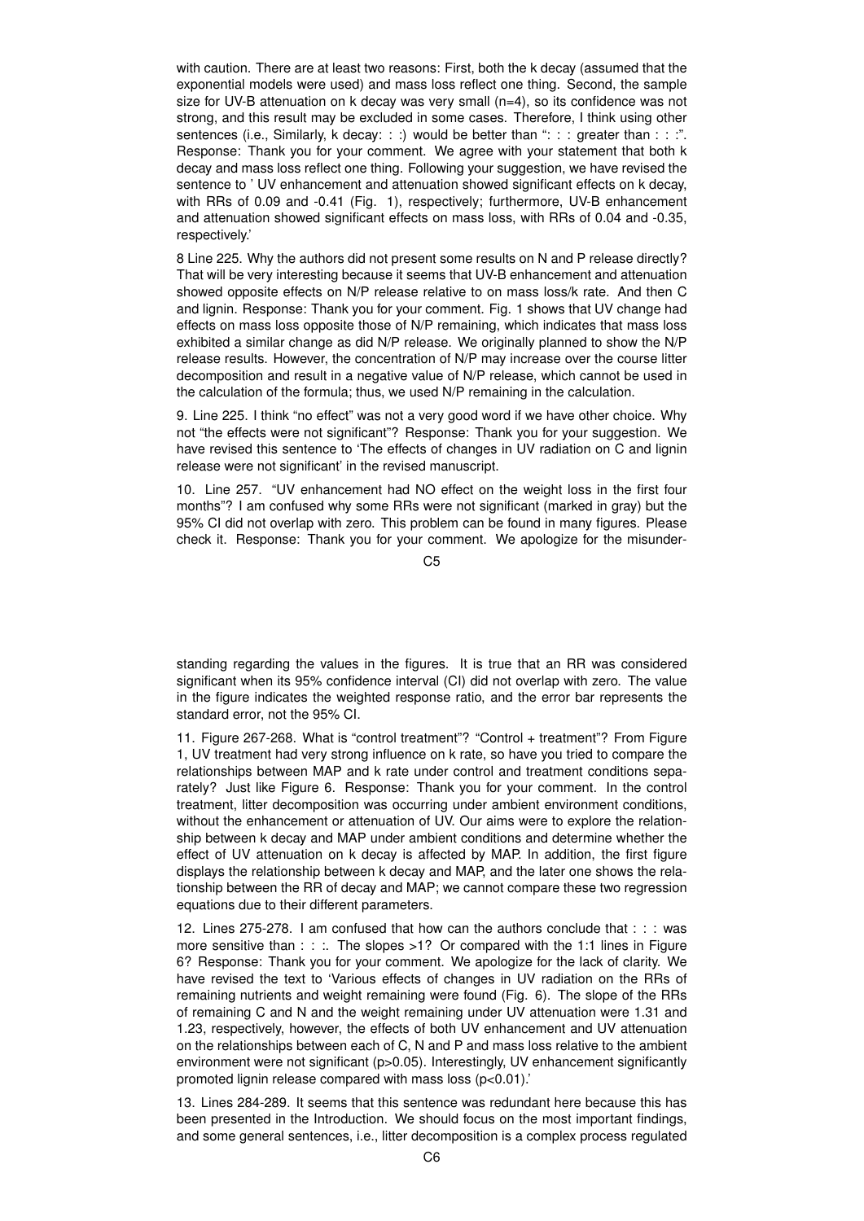with caution. There are at least two reasons: First, both the k decay (assumed that the exponential models were used) and mass loss reflect one thing. Second, the sample size for UV-B attenuation on k decay was very small (n=4), so its confidence was not strong, and this result may be excluded in some cases. Therefore, I think using other sentences (i.e., Similarly, k decay: : :) would be better than ": : : greater than : : :". Response: Thank you for your comment. We agree with your statement that both k decay and mass loss reflect one thing. Following your suggestion, we have revised the sentence to ' UV enhancement and attenuation showed significant effects on k decay, with RRs of 0.09 and -0.41 (Fig. 1), respectively; furthermore, UV-B enhancement and attenuation showed significant effects on mass loss, with RRs of 0.04 and -0.35, respectively.'

8 Line 225. Why the authors did not present some results on N and P release directly? That will be very interesting because it seems that UV-B enhancement and attenuation showed opposite effects on N/P release relative to on mass loss/k rate. And then C and lignin. Response: Thank you for your comment. Fig. 1 shows that UV change had effects on mass loss opposite those of N/P remaining, which indicates that mass loss exhibited a similar change as did N/P release. We originally planned to show the N/P release results. However, the concentration of N/P may increase over the course litter decomposition and result in a negative value of N/P release, which cannot be used in the calculation of the formula; thus, we used N/P remaining in the calculation.

9. Line 225. I think "no effect" was not a very good word if we have other choice. Why not "the effects were not significant"? Response: Thank you for your suggestion. We have revised this sentence to 'The effects of changes in UV radiation on C and lignin release were not significant' in the revised manuscript.

10. Line 257. "UV enhancement had NO effect on the weight loss in the first four months"? I am confused why some RRs were not significant (marked in gray) but the 95% CI did not overlap with zero. This problem can be found in many figures. Please check it. Response: Thank you for your comment. We apologize for the misunderstanding regarding the values in the figures. It is true that an RR was considered significant when its 95% confidence interval (CI) did not overlap with zero. The value in the figure indicates the weighted response ratio, and the error bar represents the standard error, not the 95% CI.

11. Figure 267-268. What is "control treatment"? "Control + treatment"? From Figure 1, UV treatment had very strong influence on k rate, so have you tried to compare the relationships between MAP and k rate under control and treatment conditions separately? Just like Figure 6. Response: Thank you for your comment. In the control treatment, litter decomposition was occurring under ambient environment conditions, without the enhancement or attenuation of UV. Our aims were to explore the relationship between k decay and MAP under ambient conditions and determine whether the effect of UV attenuation on k decay is affected by MAP. In addition, the first figure displays the relationship between k decay and MAP, and the later one shows the relationship between the RR of decay and MAP; we cannot compare these two regression equations due to their different parameters.

12. Lines 275-278. I am confused that how can the authors conclude that : : : was more sensitive than : : :. The slopes >1? Or compared with the 1:1 lines in Figure 6? Response: Thank you for your comment. We apologize for the lack of clarity. We have revised the text to 'Various effects of changes in UV radiation on the RRs of remaining nutrients and weight remaining were found (Fig. 6). The slope of the RRs of remaining C and N and the weight remaining under UV attenuation were 1.31 and 1.23, respectively, however, the effects of both UV enhancement and UV attenuation on the relationships between each of C, N and P and mass loss relative to the ambient environment were not significant ($p>0.05$). Interestingly, UV enhancement significantly promoted lignin release compared with mass loss ($p<0.01$).'

13. Lines 284-289. It seems that this sentence was redundant here because this has been presented in the Introduction. We should focus on the most important findings, and some general sentences, i.e., litter decomposition is a complex process regulated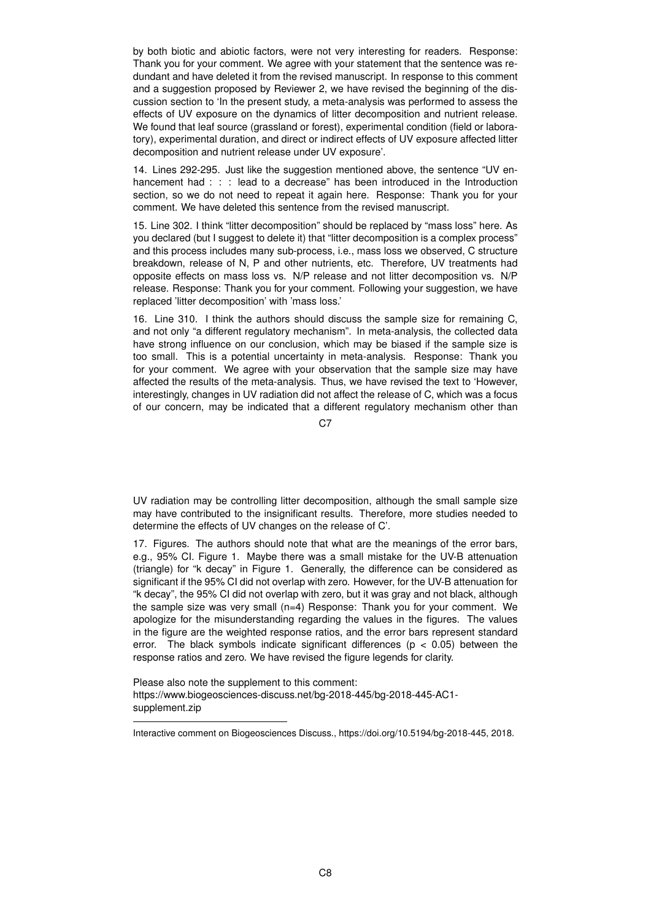by both biotic and abiotic factors, were not very interesting for readers. Response: Thank you for your comment. We agree with your statement that the sentence was redundant and have deleted it from the revised manuscript. In response to this comment and a suggestion proposed by Reviewer 2, we have revised the beginning of the discussion section to 'In the present study, a meta-analysis was performed to assess the effects of UV exposure on the dynamics of litter decomposition and nutrient release. We found that leaf source (grassland or forest), experimental condition (field or laboratory), experimental duration, and direct or indirect effects of UV exposure affected litter decomposition and nutrient release under UV exposure'.

14. Lines 292-295. Just like the suggestion mentioned above, the sentence "UV enhancement had : : : lead to a decrease" has been introduced in the Introduction section, so we do not need to repeat it again here. Response: Thank you for your comment. We have deleted this sentence from the revised manuscript.

15. Line 302. I think "litter decomposition" should be replaced by "mass loss" here. As you declared (but I suggest to delete it) that "litter decomposition is a complex process" and this process includes many sub-process, i.e., mass loss we observed, C structure breakdown, release of N, P and other nutrients, etc. Therefore, UV treatments had opposite effects on mass loss vs. N/P release and not litter decomposition vs. N/P release. Response: Thank you for your comment. Following your suggestion, we have replaced 'litter decomposition' with 'mass loss.'

16. Line 310. I think the authors should discuss the sample size for remaining C, and not only "a different regulatory mechanism". In meta-analysis, the collected data have strong influence on our conclusion, which may be biased if the sample size is too small. This is a potential uncertainty in meta-analysis. Response: Thank you for your comment. We agree with your observation that the sample size may have affected the results of the meta-analysis. Thus, we have revised the text to 'However, interestingly, changes in UV radiation did not affect the release of C, which was a focus of our concern, may be indicated that a different regulatory mechanism other than UV radiation may be controlling litter decomposition, although the small sample size may have contributed to the insignificant results. Therefore, more studies needed to determine the effects of UV changes on the release of C'.

17. Figures. The authors should note that what are the meanings of the error bars, e.g., 95% CI. Figure 1. Maybe there was a small mistake for the UV-B attenuation (triangle) for "k decay" in Figure 1. Generally, the difference can be considered as significant if the 95% CI did not overlap with zero. However, for the UV-B attenuation for "k decay", the 95% CI did not overlap with zero, but it was gray and not black, although the sample size was very small (n=4) Response: Thank you for your comment. We apologize for the misunderstanding regarding the values in the figures. The values in the figure are the weighted response ratios, and the error bars represent standard error. The black symbols indicate significant differences ($p < 0.05$) between the response ratios and zero. We have revised the figure legends for clarity.

Please also note the supplement to this comment:
https://www.biogeosciences-discuss.net/bg-2018-445/bg-2018-445-AC1-supplement.zip

---

Interactive comment on Biogeosciences Discuss., https://doi.org/10.5194/bg-2018-445, 2018.